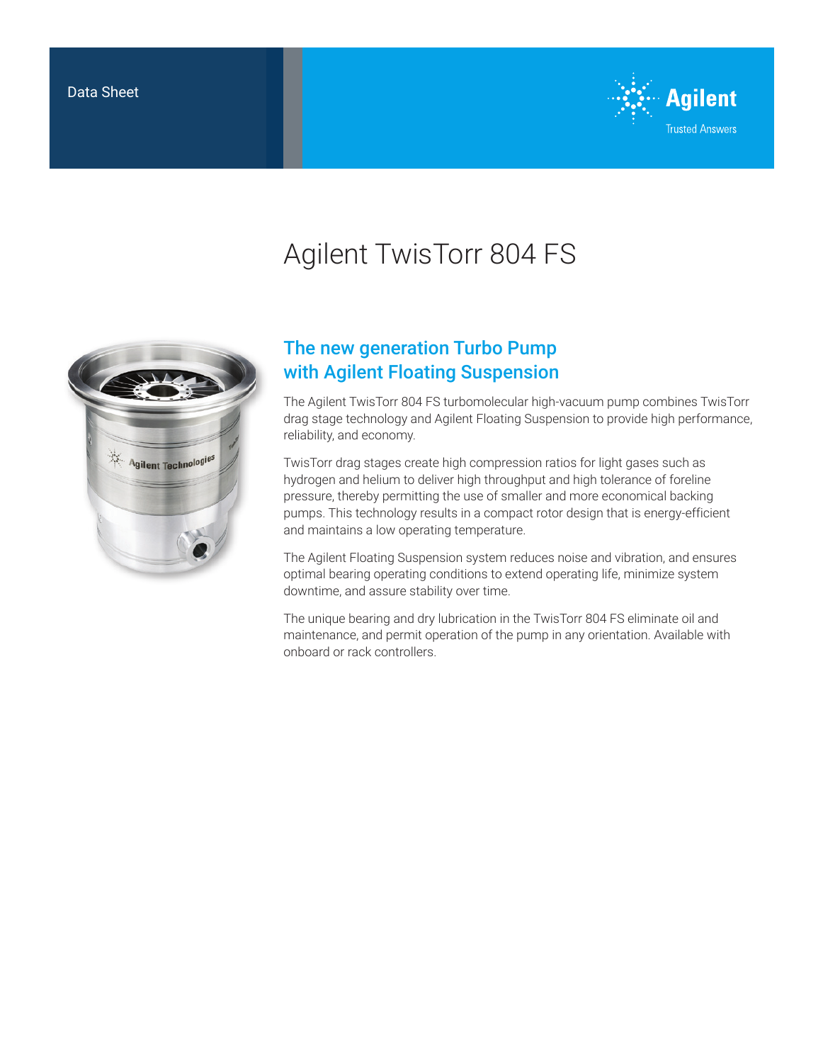Data Sheet

# Agilent TwisTorr 804 FS

## The new generation Turbo Pump with Agilent Floating Suspension

The Agilent TwisTorr 804 FS turbomolecular high-vacuum pump combines TwisTorr drag stage technology and Agilent Floating Suspension to provide high performance, reliability, and economy.

TwisTorr drag stages create high compression ratios for light gases such as hydrogen and helium to deliver high throughput and high tolerance of foreline pressure, thereby permitting the use of smaller and more economical backing pumps. This technology results in a compact rotor design that is energy-efficient and maintains a low operating temperature.

The Agilent Floating Suspension system reduces noise and vibration, and ensures optimal bearing operating conditions to extend operating life, minimize system downtime, and assure stability over time.

The unique bearing and dry lubrication in the TwisTorr 804 FS eliminate oil and maintenance, and permit operation of the pump in any orientation. Available with onboard or rack controllers.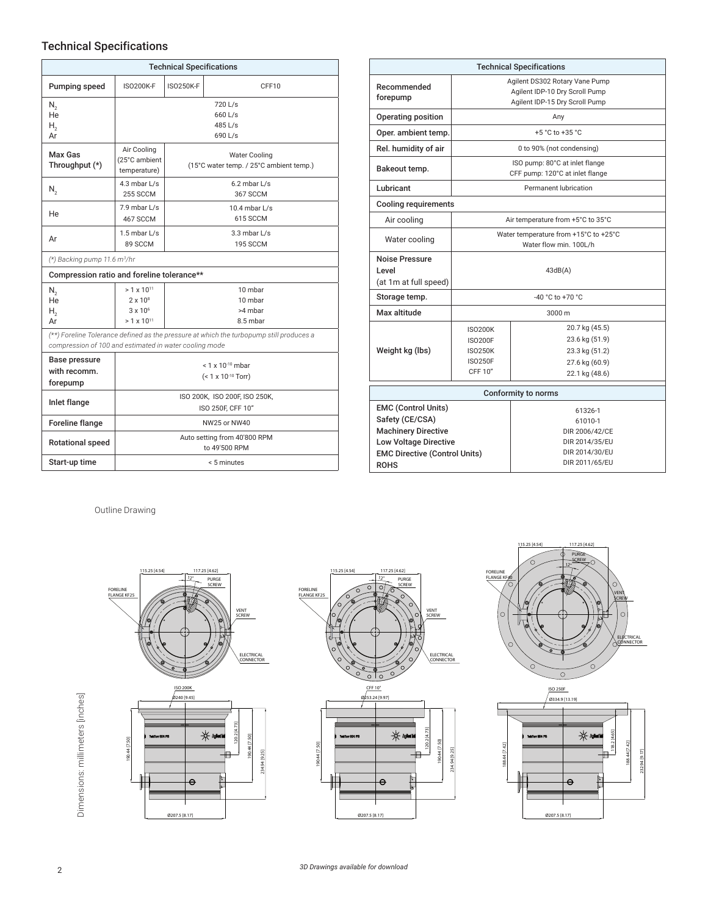## Technical Specifications

| Technical Specifications | | | |
|---|---|---|---|
| Pumping speed | ISO200K-F | ISO250K-F | CFF10 |
| $N_2$<br>He<br>$H_2$<br>Ar | 720 L/s<br>660 L/s<br>485 L/s<br>690 L/s | | |
| Max Gas Throughput (*) | Air Cooling (25°C ambient temperature) | Water Cooling (15°C water temp. / 25°C ambient temp.) | |
| $N_2$ | 4.3 mbar L/s<br>255 SCCM | 6.2 mbar L/s<br>367 SCCM | |
| He | 7.9 mbar L/s<br>467 SCCM | 10.4 mbar L/s<br>615 SCCM | |
| Ar | 1.5 mbar L/s<br>89 SCCM | 3.3 mbar L/s<br>195 SCCM | |
| *(\*) Backing pump 11.6 m³/hr* | | | |
| Compression ratio and foreline tolerance** | | | |
| $N_2$<br>He<br>$H_2$<br>Ar | $> 1 \times 10^{11}$<br>$2 \times 10^{8}$<br>$3 \times 10^{6}$<br>$> 1 \times 10^{11}$ | 10 mbar<br>10 mbar<br>>4 mbar<br>8.5 mbar | |
| *(\*\*) Foreline Tolerance defined as the pressure at which the turbopump still produces a compression of 100 and estimated in water cooling mode* | | | |
| Base pressure with recomm. forepump | $< 1 \times 10^{-10}$ mbar<br>($< 1 \times 10^{-10}$ Torr) | | |
| Inlet flange | ISO 200K, ISO 200F, ISO 250K, ISO 250F, CFF 10" | | |
| Foreline flange | NW25 or NW40 | | |
| Rotational speed | Auto setting from 40'800 RPM to 49'500 RPM | | |
| Start-up time | < 5 minutes | | |

| Technical Specifications | | |
|---|---|---|
| Recommended forepump | Agilent DS302 Rotary Vane Pump<br>Agilent IDP-10 Dry Scroll Pump<br>Agilent IDP-15 Dry Scroll Pump | |
| Operating position | Any | |
| Oper. ambient temp. | +5 °C to +35 °C | |
| Rel. humidity of air | 0 to 90% (not condensing) | |
| Bakeout temp. | ISO pump: 80°C at inlet flange<br>CFF pump: 120°C at inlet flange | |
| Lubricant | Permanent lubrication | |
| Cooling requirements | | |
| Air cooling | Air temperature from +5°C to 35°C | |
| Water cooling | Water temperature from +15°C to +25°C<br>Water flow min. 100L/h | |
| Noise Pressure Level (at 1m at full speed) | 43dB(A) | |
| Storage temp. | -40 °C to +70 °C | |
| Max altitude | 3000 m | |
| Weight kg (lbs) | ISO200K<br>ISO200F<br>ISO250K<br>ISO250F<br>CFF 10" | 20.7 kg (45.5)<br>23.6 kg (51.9)<br>23.3 kg (51.2)<br>27.6 kg (60.9)<br>22.1 kg (48.6) |

| Conformity to norms | |
|---|---|
| EMC (Control Units) | 61326-1 |
| Safety (CE/CSA) | 61010-1 |
| Machinery Directive | DIR 2006/42/CE |
| Low Voltage Directive | DIR 2014/35/EU |
| EMC Directive (Control Units) | DIR 2014/30/EU |
| ROHS | DIR 2011/65/EU |

Outline Drawing

Dimensions: millimeters [inches]

*3D Drawings available for download*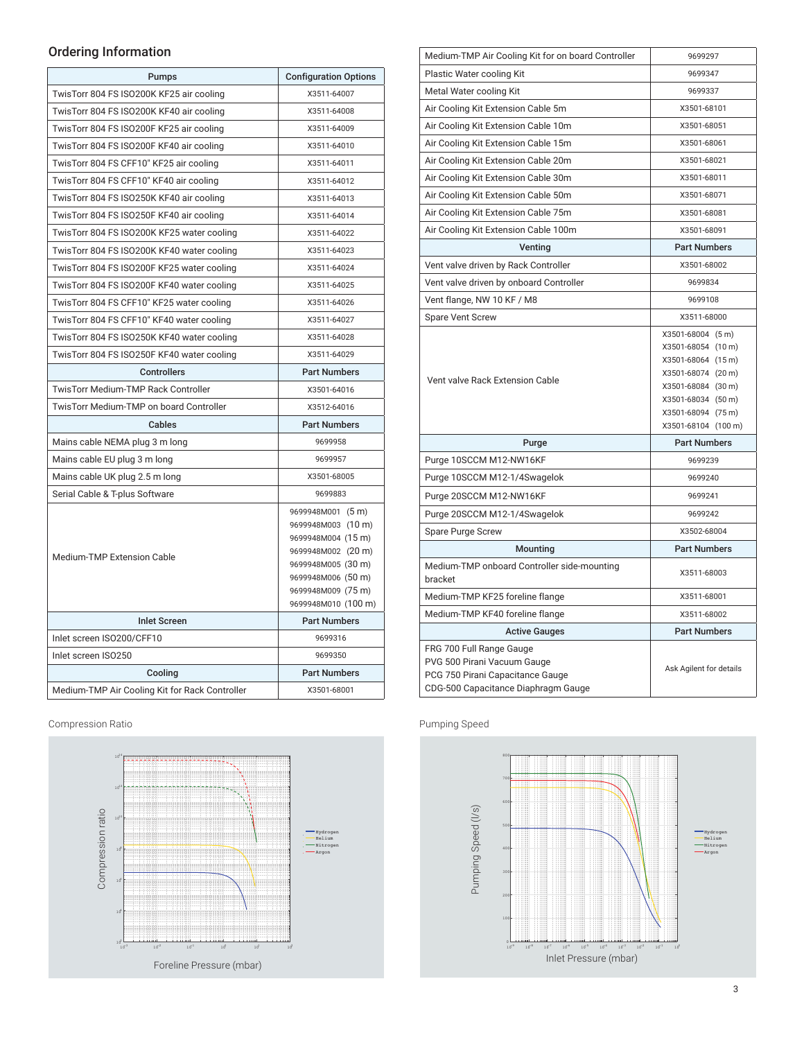## Ordering Information

| Pumps | Configuration Options |
|---|---|
| TwisTorr 804 FS ISO200K KF25 air cooling | X3511-64007 |
| TwisTorr 804 FS ISO200K KF40 air cooling | X3511-64008 |
| TwisTorr 804 FS ISO200F KF25 air cooling | X3511-64009 |
| TwisTorr 804 FS ISO200F KF40 air cooling | X3511-64010 |
| TwisTorr 804 FS CFF10" KF25 air cooling | X3511-64011 |
| TwisTorr 804 FS CFF10" KF40 air cooling | X3511-64012 |
| TwisTorr 804 FS ISO250K KF40 air cooling | X3511-64013 |
| TwisTorr 804 FS ISO250F KF40 air cooling | X3511-64014 |
| TwisTorr 804 FS ISO200K KF25 water cooling | X3511-64022 |
| TwisTorr 804 FS ISO200K KF40 water cooling | X3511-64023 |
| TwisTorr 804 FS ISO200F KF25 water cooling | X3511-64024 |
| TwisTorr 804 FS ISO200F KF40 water cooling | X3511-64025 |
| TwisTorr 804 FS CFF10" KF25 water cooling | X3511-64026 |
| TwisTorr 804 FS CFF10" KF40 water cooling | X3511-64027 |
| TwisTorr 804 FS ISO250K KF40 water cooling | X3511-64028 |
| TwisTorr 804 FS ISO250F KF40 water cooling | X3511-64029 |
| **Controllers** | **Part Numbers** |
| TwisTorr Medium-TMP Rack Controller | X3501-64016 |
| TwisTorr Medium-TMP on board Controller | X3512-64016 |
| **Cables** | **Part Numbers** |
| Mains cable NEMA plug 3 m long | 9699958 |
| Mains cable EU plug 3 m long | 9699957 |
| Mains cable UK plug 2.5 m long | X3501-68005 |
| Serial Cable & T-plus Software | 9699883 |
| Medium-TMP Extension Cable | 9699948M001 (5 m)<br>9699948M003 (10 m)<br>9699948M004 (15 m)<br>9699948M002 (20 m)<br>9699948M005 (30 m)<br>9699948M006 (50 m)<br>9699948M009 (75 m)<br>9699948M010 (100 m) |
| **Inlet Screen** | **Part Numbers** |
| Inlet screen ISO200/CFF10 | 9699316 |
| Inlet screen ISO250 | 9699350 |
| **Cooling** | **Part Numbers** |
| Medium-TMP Air Cooling Kit for Rack Controller | X3501-68001 |
| Medium-TMP Air Cooling Kit for on board Controller | 9699297 |
| Plastic Water cooling Kit | 9699347 |
| Metal Water cooling Kit | 9699337 |
| Air Cooling Kit Extension Cable 5m | X3501-68101 |
| Air Cooling Kit Extension Cable 10m | X3501-68051 |
| Air Cooling Kit Extension Cable 15m | X3501-68061 |
| Air Cooling Kit Extension Cable 20m | X3501-68021 |
| Air Cooling Kit Extension Cable 30m | X3501-68011 |
| Air Cooling Kit Extension Cable 50m | X3501-68071 |
| Air Cooling Kit Extension Cable 75m | X3501-68081 |
| Air Cooling Kit Extension Cable 100m | X3501-68091 |
| **Venting** | **Part Numbers** |
| Vent valve driven by Rack Controller | X3501-68002 |
| Vent valve driven by onboard Controller | 9699834 |
| Vent flange, NW 10 KF / M8 | 9699108 |
| Spare Vent Screw | X3511-68000 |
| Vent valve Rack Extension Cable | X3501-68004 (5 m)<br>X3501-68054 (10 m)<br>X3501-68064 (15 m)<br>X3501-68074 (20 m)<br>X3501-68084 (30 m)<br>X3501-68034 (50 m)<br>X3501-68094 (75 m)<br>X3501-68104 (100 m) |
| **Purge** | **Part Numbers** |
| Purge 10SCCM M12-NW16KF | 9699239 |
| Purge 10SCCM M12-1/4Swagelok | 9699240 |
| Purge 20SCCM M12-NW16KF | 9699241 |
| Purge 20SCCM M12-1/4Swagelok | 9699242 |
| Spare Purge Screw | X3502-68004 |
| **Mounting** | **Part Numbers** |
| Medium-TMP onboard Controller side-mounting bracket | X3511-68003 |
| Medium-TMP KF25 foreline flange | X3511-68001 |
| Medium-TMP KF40 foreline flange | X3511-68002 |
| **Active Gauges** | **Part Numbers** |
| FRG 700 Full Range Gauge<br>PVG 500 Pirani Vacuum Gauge<br>PCG 750 Pirani Capacitance Gauge<br>CDG-500 Capacitance Diaphragm Gauge | Ask Agilent for details |

Compression Ratio

Compression ratio

Foreline Pressure (mbar)

Hydrogen
Helium
Nitrogen
Argon

Pumping Speed

Pumping Speed (l/s)

Inlet Pressure (mbar)

Hydrogen
Helium
Nitrogen
Argon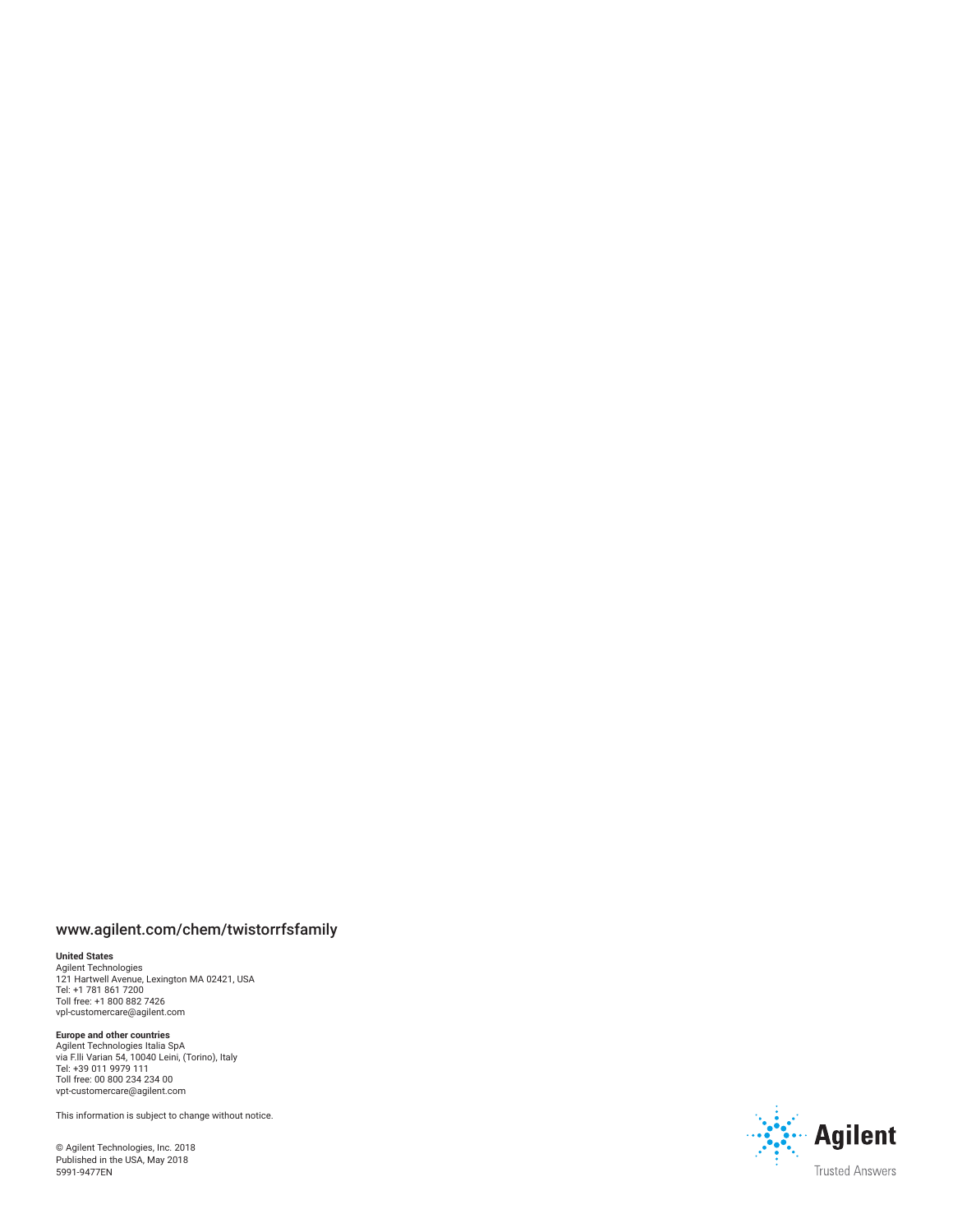www.agilent.com/chem/twistorrfsfamily

**United States**
Agilent Technologies
121 Hartwell Avenue, Lexington MA 02421, USA
Tel: +1 781 861 7200
Toll free: +1 800 882 7426
vpl-customercare@agilent.com

**Europe and other countries**
Agilent Technologies Italia SpA
via F.lli Varian 54, 10040 Leini, (Torino), Italy
Tel: +39 011 9979 111
Toll free: 00 800 234 234 00
vpt-customercare@agilent.com

This information is subject to change without notice.

© Agilent Technologies, Inc. 2018
Published in the USA, May 2018
5991-9477EN

Agilent
Trusted Answers